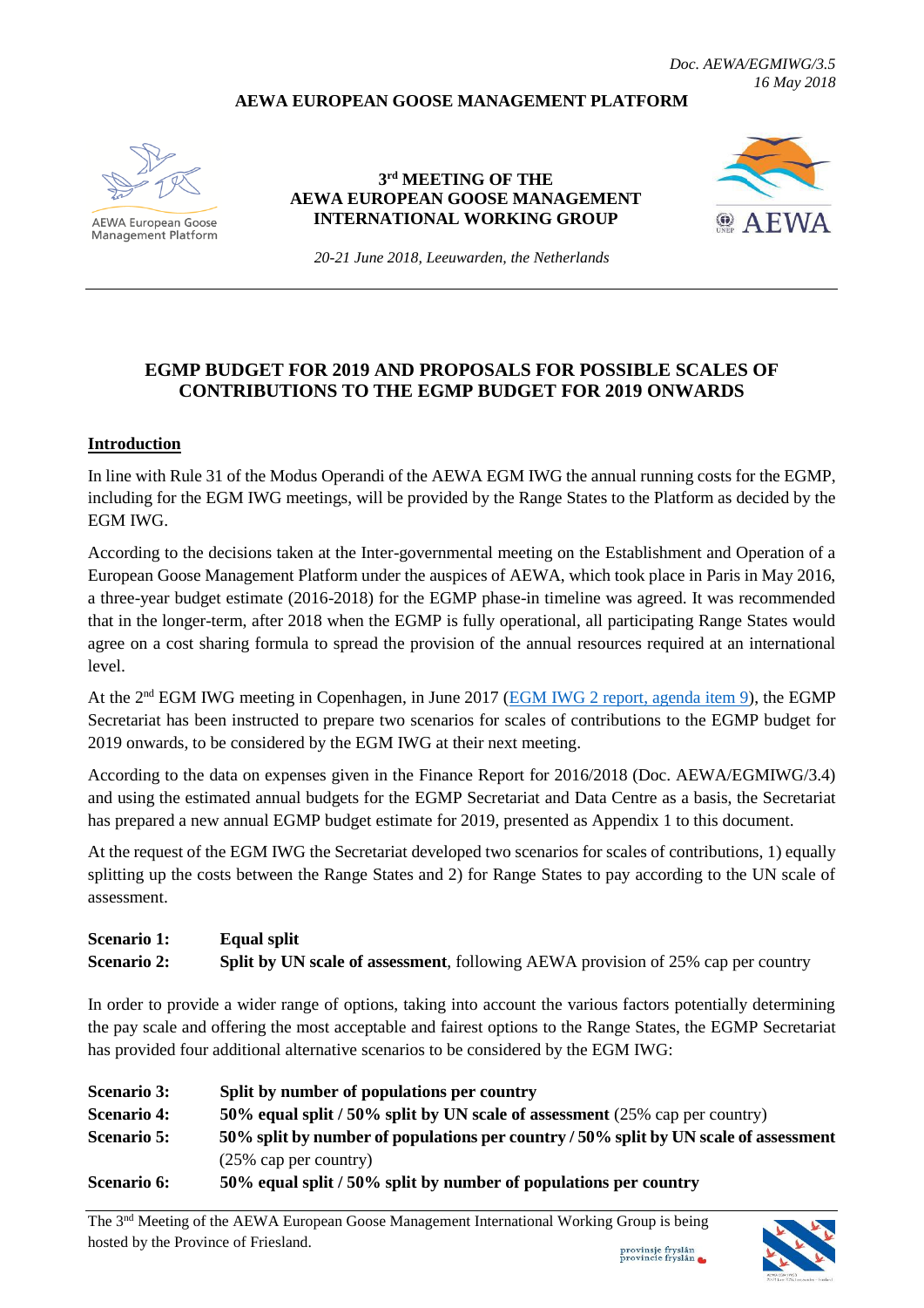*Doc. AEWA/EGMIWG/3.5*
*16 May 2018*

**AEWA EUROPEAN GOOSE MANAGEMENT PLATFORM**

**3rd MEETING OF THE AEWA EUROPEAN GOOSE MANAGEMENT INTERNATIONAL WORKING GROUP**

*20-21 June 2018, Leeuwarden, the Netherlands*

---

## EGMP BUDGET FOR 2019 AND PROPOSALS FOR POSSIBLE SCALES OF CONTRIBUTIONS TO THE EGMP BUDGET FOR 2019 ONWARDS

### Introduction

In line with Rule 31 of the Modus Operandi of the AEWA EGM IWG the annual running costs for the EGMP, including for the EGM IWG meetings, will be provided by the Range States to the Platform as decided by the EGM IWG.

According to the decisions taken at the Inter-governmental meeting on the Establishment and Operation of a European Goose Management Platform under the auspices of AEWA, which took place in Paris in May 2016, a three-year budget estimate (2016-2018) for the EGMP phase-in timeline was agreed. It was recommended that in the longer-term, after 2018 when the EGMP is fully operational, all participating Range States would agree on a cost sharing formula to spread the provision of the annual resources required at an international level.

At the 2nd EGM IWG meeting in Copenhagen, in June 2017 (EGM IWG 2 report, agenda item 9), the EGMP Secretariat has been instructed to prepare two scenarios for scales of contributions to the EGMP budget for 2019 onwards, to be considered by the EGM IWG at their next meeting.

According to the data on expenses given in the Finance Report for 2016/2018 (Doc. AEWA/EGMIWG/3.4) and using the estimated annual budgets for the EGMP Secretariat and Data Centre as a basis, the Secretariat has prepared a new annual EGMP budget estimate for 2019, presented as Appendix 1 to this document.

At the request of the EGM IWG the Secretariat developed two scenarios for scales of contributions, 1) equally splitting up the costs between the Range States and 2) for Range States to pay according to the UN scale of assessment.

**Scenario 1:** **Equal split**
**Scenario 2:** **Split by UN scale of assessment**, following AEWA provision of 25% cap per country

In order to provide a wider range of options, taking into account the various factors potentially determining the pay scale and offering the most acceptable and fairest options to the Range States, the EGMP Secretariat has provided four additional alternative scenarios to be considered by the EGM IWG:

**Scenario 3:** **Split by number of populations per country**
**Scenario 4:** **50% equal split / 50% split by UN scale of assessment** (25% cap per country)
**Scenario 5:** **50% split by number of populations per country / 50% split by UN scale of assessment** (25% cap per country)
**Scenario 6:** **50% equal split / 50% split by number of populations per country**

The 3rd Meeting of the AEWA European Goose Management International Working Group is being hosted by the Province of Friesland.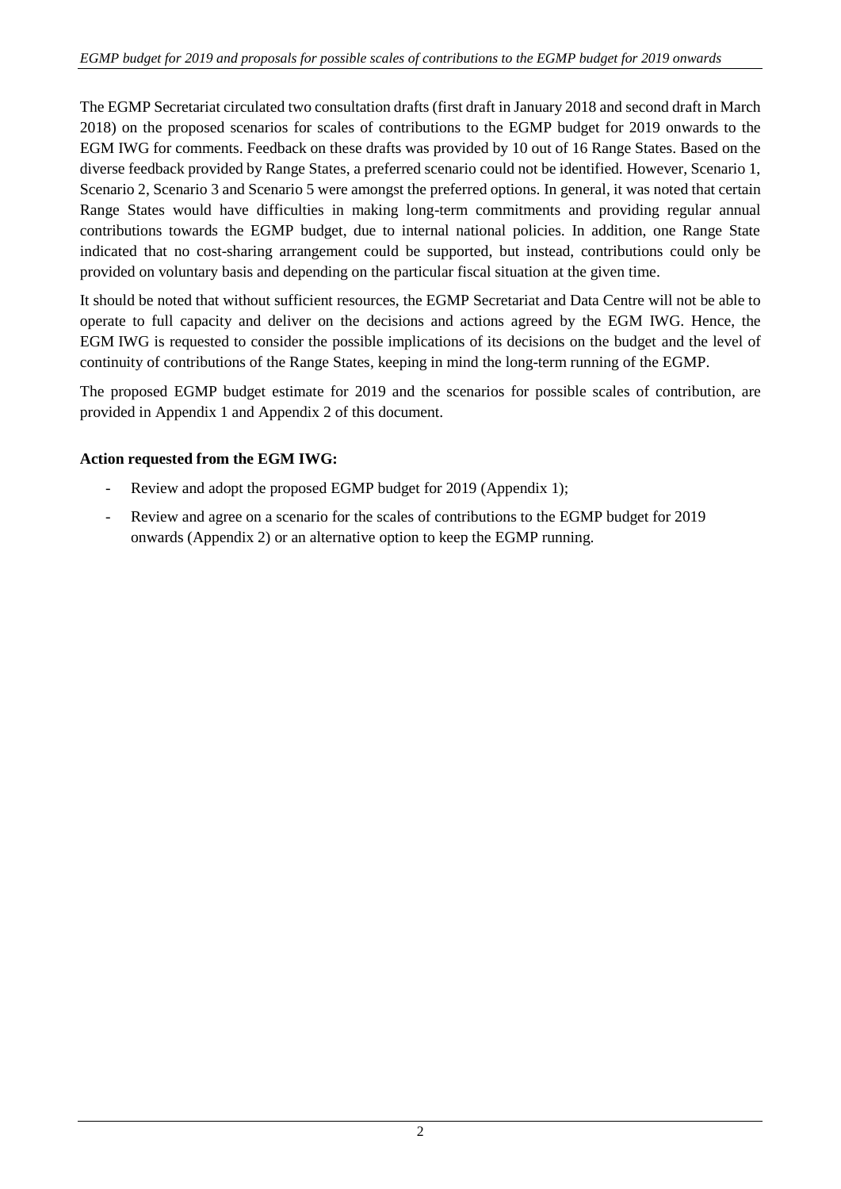The EGMP Secretariat circulated two consultation drafts (first draft in January 2018 and second draft in March 2018) on the proposed scenarios for scales of contributions to the EGMP budget for 2019 onwards to the EGM IWG for comments. Feedback on these drafts was provided by 10 out of 16 Range States. Based on the diverse feedback provided by Range States, a preferred scenario could not be identified. However, Scenario 1, Scenario 2, Scenario 3 and Scenario 5 were amongst the preferred options. In general, it was noted that certain Range States would have difficulties in making long-term commitments and providing regular annual contributions towards the EGMP budget, due to internal national policies. In addition, one Range State indicated that no cost-sharing arrangement could be supported, but instead, contributions could only be provided on voluntary basis and depending on the particular fiscal situation at the given time.

It should be noted that without sufficient resources, the EGMP Secretariat and Data Centre will not be able to operate to full capacity and deliver on the decisions and actions agreed by the EGM IWG. Hence, the EGM IWG is requested to consider the possible implications of its decisions on the budget and the level of continuity of contributions of the Range States, keeping in mind the long-term running of the EGMP.

The proposed EGMP budget estimate for 2019 and the scenarios for possible scales of contribution, are provided in Appendix 1 and Appendix 2 of this document.

**Action requested from the EGM IWG:**

- Review and adopt the proposed EGMP budget for 2019 (Appendix 1);
- Review and agree on a scenario for the scales of contributions to the EGMP budget for 2019 onwards (Appendix 2) or an alternative option to keep the EGMP running.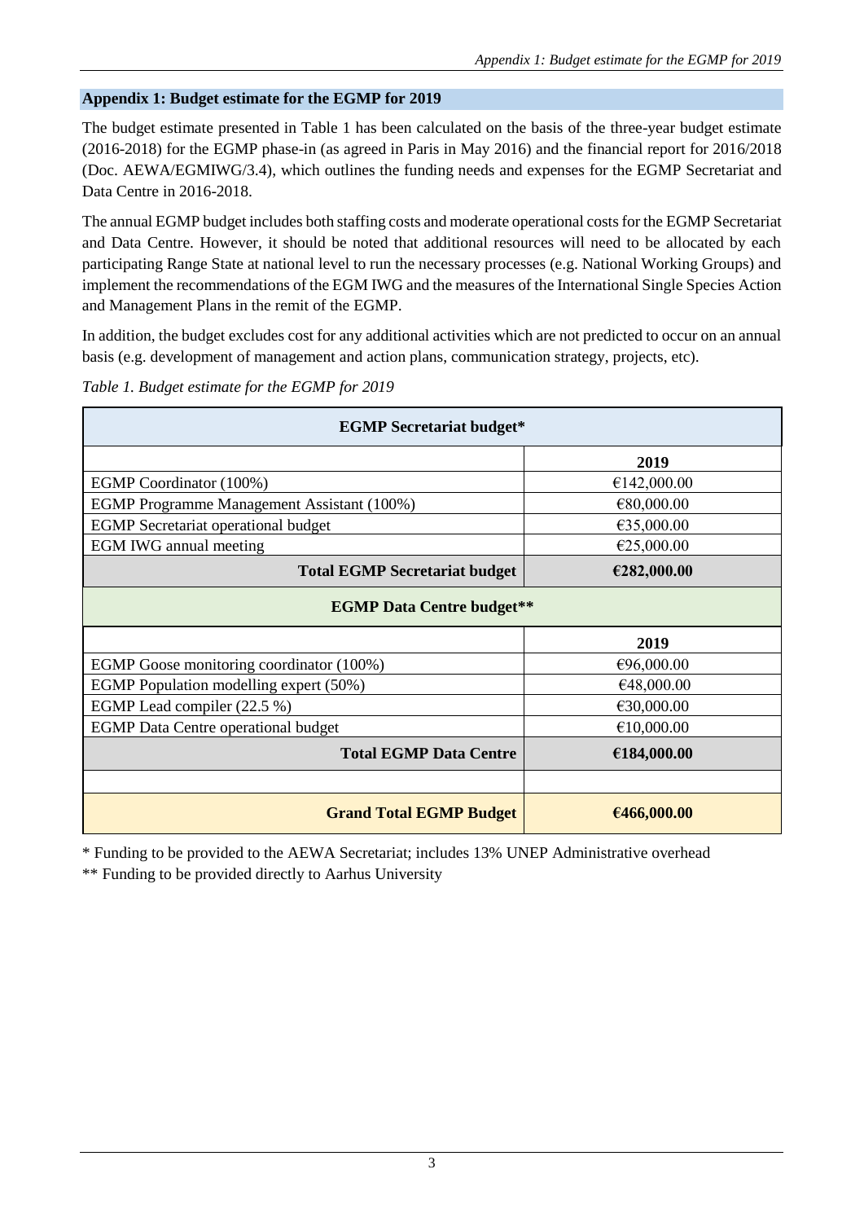## Appendix 1: Budget estimate for the EGMP for 2019

The budget estimate presented in Table 1 has been calculated on the basis of the three-year budget estimate (2016-2018) for the EGMP phase-in (as agreed in Paris in May 2016) and the financial report for 2016/2018 (Doc. AEWA/EGMIWG/3.4), which outlines the funding needs and expenses for the EGMP Secretariat and Data Centre in 2016-2018.

The annual EGMP budget includes both staffing costs and moderate operational costs for the EGMP Secretariat and Data Centre. However, it should be noted that additional resources will need to be allocated by each participating Range State at national level to run the necessary processes (e.g. National Working Groups) and implement the recommendations of the EGM IWG and the measures of the International Single Species Action and Management Plans in the remit of the EGMP.

In addition, the budget excludes cost for any additional activities which are not predicted to occur on an annual basis (e.g. development of management and action plans, communication strategy, projects, etc).

*Table 1. Budget estimate for the EGMP for 2019*

| **EGMP Secretariat budget*** | |
|---|---|
| | **2019** |
| EGMP Coordinator (100%) | €142,000.00 |
| EGMP Programme Management Assistant (100%) | €80,000.00 |
| EGMP Secretariat operational budget | €35,000.00 |
| EGM IWG annual meeting | €25,000.00 |
| **Total EGMP Secretariat budget** | **€282,000.00** |
| **EGMP Data Centre budget**** | |
| | **2019** |
| EGMP Goose monitoring coordinator (100%) | €96,000.00 |
| EGMP Population modelling expert (50%) | €48,000.00 |
| EGMP Lead compiler (22.5 %) | €30,000.00 |
| EGMP Data Centre operational budget | €10,000.00 |
| **Total EGMP Data Centre** | **€184,000.00** |
| | |
| **Grand Total EGMP Budget** | **€466,000.00** |

* Funding to be provided to the AEWA Secretariat; includes 13% UNEP Administrative overhead

** Funding to be provided directly to Aarhus University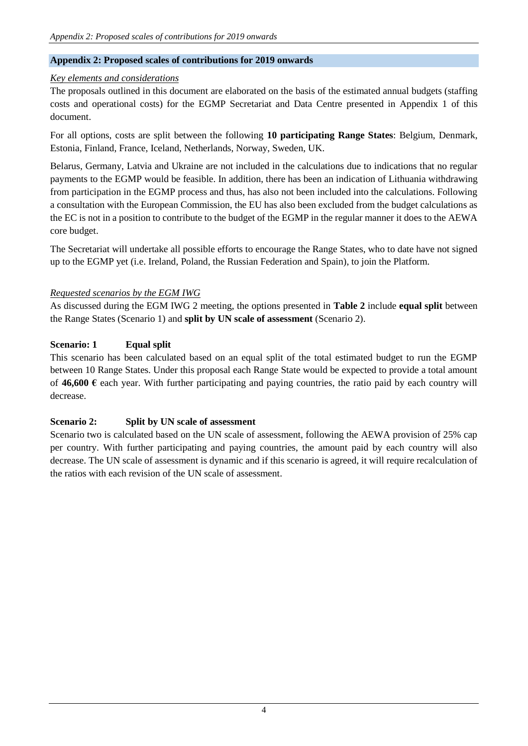## Appendix 2: Proposed scales of contributions for 2019 onwards

*Key elements and considerations*

The proposals outlined in this document are elaborated on the basis of the estimated annual budgets (staffing costs and operational costs) for the EGMP Secretariat and Data Centre presented in Appendix 1 of this document.

For all options, costs are split between the following **10 participating Range States**: Belgium, Denmark, Estonia, Finland, France, Iceland, Netherlands, Norway, Sweden, UK.

Belarus, Germany, Latvia and Ukraine are not included in the calculations due to indications that no regular payments to the EGMP would be feasible. In addition, there has been an indication of Lithuania withdrawing from participation in the EGMP process and thus, has also not been included into the calculations. Following a consultation with the European Commission, the EU has also been excluded from the budget calculations as the EC is not in a position to contribute to the budget of the EGMP in the regular manner it does to the AEWA core budget.

The Secretariat will undertake all possible efforts to encourage the Range States, who to date have not signed up to the EGMP yet (i.e. Ireland, Poland, the Russian Federation and Spain), to join the Platform.

*Requested scenarios by the EGM IWG*

As discussed during the EGM IWG 2 meeting, the options presented in **Table 2** include **equal split** between the Range States (Scenario 1) and **split by UN scale of assessment** (Scenario 2).

### Scenario: 1 Equal split

This scenario has been calculated based on an equal split of the total estimated budget to run the EGMP between 10 Range States. Under this proposal each Range State would be expected to provide a total amount of **46,600 €** each year. With further participating and paying countries, the ratio paid by each country will decrease.

### Scenario 2: Split by UN scale of assessment

Scenario two is calculated based on the UN scale of assessment, following the AEWA provision of 25% cap per country. With further participating and paying countries, the amount paid by each country will also decrease. The UN scale of assessment is dynamic and if this scenario is agreed, it will require recalculation of the ratios with each revision of the UN scale of assessment.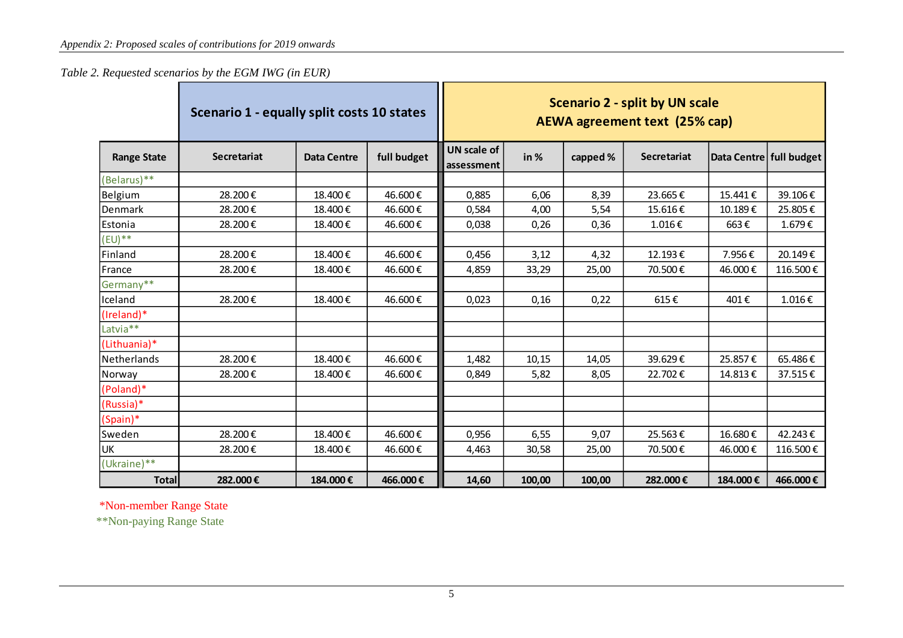*Appendix 2: Proposed scales of contributions for 2019 onwards*

*Table 2. Requested scenarios by the EGM IWG (in EUR)*

| | Scenario 1 - equally split costs 10 states | | | Scenario 2 - split by UN scale AEWA agreement text (25% cap) | | | | | |
|---|---|---|---|---|---|---|---|---|---|
| Range State | Secretariat | Data Centre | full budget | UN scale of assessment | in % | capped % | Secretariat | Data Centre | full budget |
| (Belarus)** | | | | | | | | | |
| Belgium | 28.200 € | 18.400 € | 46.600 € | 0,885 | 6,06 | 8,39 | 23.665 € | 15.441 € | 39.106 € |
| Denmark | 28.200 € | 18.400 € | 46.600 € | 0,584 | 4,00 | 5,54 | 15.616 € | 10.189 € | 25.805 € |
| Estonia | 28.200 € | 18.400 € | 46.600 € | 0,038 | 0,26 | 0,36 | 1.016 € | 663 € | 1.679 € |
| (EU)** | | | | | | | | | |
| Finland | 28.200 € | 18.400 € | 46.600 € | 0,456 | 3,12 | 4,32 | 12.193 € | 7.956 € | 20.149 € |
| France | 28.200 € | 18.400 € | 46.600 € | 4,859 | 33,29 | 25,00 | 70.500 € | 46.000 € | 116.500 € |
| Germany** | | | | | | | | | |
| Iceland | 28.200 € | 18.400 € | 46.600 € | 0,023 | 0,16 | 0,22 | 615 € | 401 € | 1.016 € |
| (Ireland)* | | | | | | | | | |
| Latvia** | | | | | | | | | |
| (Lithuania)* | | | | | | | | | |
| Netherlands | 28.200 € | 18.400 € | 46.600 € | 1,482 | 10,15 | 14,05 | 39.629 € | 25.857 € | 65.486 € |
| Norway | 28.200 € | 18.400 € | 46.600 € | 0,849 | 5,82 | 8,05 | 22.702 € | 14.813 € | 37.515 € |
| (Poland)* | | | | | | | | | |
| (Russia)* | | | | | | | | | |
| (Spain)* | | | | | | | | | |
| Sweden | 28.200 € | 18.400 € | 46.600 € | 0,956 | 6,55 | 9,07 | 25.563 € | 16.680 € | 42.243 € |
| UK | 28.200 € | 18.400 € | 46.600 € | 4,463 | 30,58 | 25,00 | 70.500 € | 46.000 € | 116.500 € |
| (Ukraine)** | | | | | | | | | |
| **Total** | **282.000 €** | **184.000 €** | **466.000 €** | **14,60** | **100,00** | **100,00** | **282.000 €** | **184.000 €** | **466.000 €** |

*Non-member Range State

**Non-paying Range State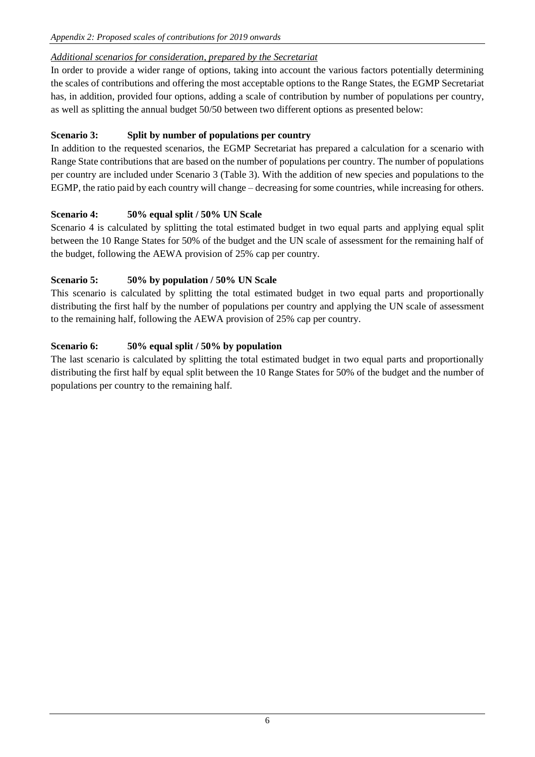*Appendix 2: Proposed scales of contributions for 2019 onwards*

*Additional scenarios for consideration, prepared by the Secretariat*

In order to provide a wider range of options, taking into account the various factors potentially determining the scales of contributions and offering the most acceptable options to the Range States, the EGMP Secretariat has, in addition, provided four options, adding a scale of contribution by number of populations per country, as well as splitting the annual budget 50/50 between two different options as presented below:

**Scenario 3: Split by number of populations per country**

In addition to the requested scenarios, the EGMP Secretariat has prepared a calculation for a scenario with Range State contributions that are based on the number of populations per country. The number of populations per country are included under Scenario 3 (Table 3). With the addition of new species and populations to the EGMP, the ratio paid by each country will change – decreasing for some countries, while increasing for others.

**Scenario 4: 50% equal split / 50% UN Scale**

Scenario 4 is calculated by splitting the total estimated budget in two equal parts and applying equal split between the 10 Range States for 50% of the budget and the UN scale of assessment for the remaining half of the budget, following the AEWA provision of 25% cap per country.

**Scenario 5: 50% by population / 50% UN Scale**

This scenario is calculated by splitting the total estimated budget in two equal parts and proportionally distributing the first half by the number of populations per country and applying the UN scale of assessment to the remaining half, following the AEWA provision of 25% cap per country.

**Scenario 6: 50% equal split / 50% by population**

The last scenario is calculated by splitting the total estimated budget in two equal parts and proportionally distributing the first half by equal split between the 10 Range States for 50% of the budget and the number of populations per country to the remaining half.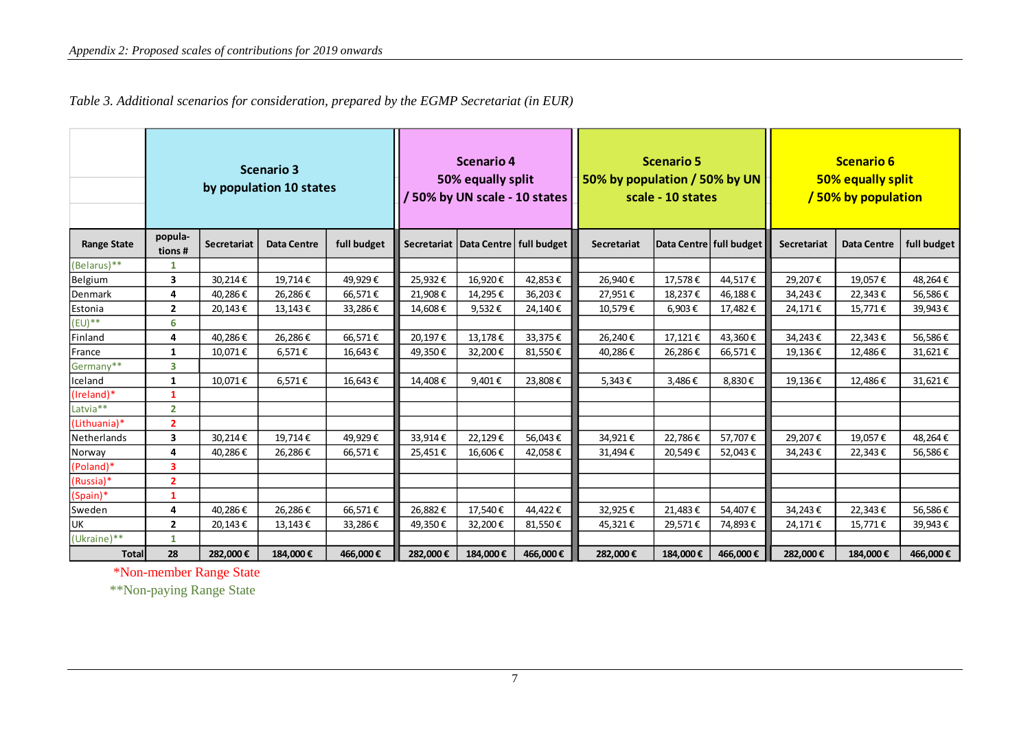*Appendix 2: Proposed scales of contributions for 2019 onwards*

*Table 3. Additional scenarios for consideration, prepared by the EGMP Secretariat (in EUR)*

| | Scenario 3 by population 10 states | | | | Scenario 4 50% equally split / 50% by UN scale - 10 states | | | Scenario 5 50% by population / 50% by UN scale - 10 states | | | Scenario 6 50% equally split / 50% by population | | |
|---|---|---|---|---|---|---|---|---|---|---|---|---|---|
| **Range State** | **popula-tions #** | **Secretariat** | **Data Centre** | **full budget** | **Secretariat** | **Data Centre** | **full budget** | **Secretariat** | **Data Centre** | **full budget** | **Secretariat** | **Data Centre** | **full budget** |
| (Belarus)** | 1 | | | | | | | | | | | | |
| Belgium | 3 | 30,214 € | 19,714 € | 49,929 € | 25,932 € | 16,920 € | 42,853 € | 26,940 € | 17,578 € | 44,517 € | 29,207 € | 19,057 € | 48,264 € |
| Denmark | 4 | 40,286 € | 26,286 € | 66,571 € | 21,908 € | 14,295 € | 36,203 € | 27,951 € | 18,237 € | 46,188 € | 34,243 € | 22,343 € | 56,586 € |
| Estonia | 2 | 20,143 € | 13,143 € | 33,286 € | 14,608 € | 9,532 € | 24,140 € | 10,579 € | 6,903 € | 17,482 € | 24,171 € | 15,771 € | 39,943 € |
| (EU)** | 6 | | | | | | | | | | | | |
| Finland | 4 | 40,286 € | 26,286 € | 66,571 € | 20,197 € | 13,178 € | 33,375 € | 26,240 € | 17,121 € | 43,360 € | 34,243 € | 22,343 € | 56,586 € |
| France | 1 | 10,071 € | 6,571 € | 16,643 € | 49,350 € | 32,200 € | 81,550 € | 40,286 € | 26,286 € | 66,571 € | 19,136 € | 12,486 € | 31,621 € |
| Germany** | 3 | | | | | | | | | | | | |
| Iceland | 1 | 10,071 € | 6,571 € | 16,643 € | 14,408 € | 9,401 € | 23,808 € | 5,343 € | 3,486 € | 8,830 € | 19,136 € | 12,486 € | 31,621 € |
| (Ireland)* | 1 | | | | | | | | | | | | |
| Latvia** | 2 | | | | | | | | | | | | |
| (Lithuania)* | 2 | | | | | | | | | | | | |
| Netherlands | 3 | 30,214 € | 19,714 € | 49,929 € | 33,914 € | 22,129 € | 56,043 € | 34,921 € | 22,786 € | 57,707 € | 29,207 € | 19,057 € | 48,264 € |
| Norway | 4 | 40,286 € | 26,286 € | 66,571 € | 25,451 € | 16,606 € | 42,058 € | 31,494 € | 20,549 € | 52,043 € | 34,243 € | 22,343 € | 56,586 € |
| (Poland)* | 3 | | | | | | | | | | | | |
| (Russia)* | 2 | | | | | | | | | | | | |
| (Spain)* | 1 | | | | | | | | | | | | |
| Sweden | 4 | 40,286 € | 26,286 € | 66,571 € | 26,882 € | 17,540 € | 44,422 € | 32,925 € | 21,483 € | 54,407 € | 34,243 € | 22,343 € | 56,586 € |
| UK | 2 | 20,143 € | 13,143 € | 33,286 € | 49,350 € | 32,200 € | 81,550 € | 45,321 € | 29,571 € | 74,893 € | 24,171 € | 15,771 € | 39,943 € |
| (Ukraine)** | 1 | | | | | | | | | | | | |
| **Total** | **28** | **282,000 €** | **184,000 €** | **466,000 €** | **282,000 €** | **184,000 €** | **466,000 €** | **282,000 €** | **184,000 €** | **466,000 €** | **282,000 €** | **184,000 €** | **466,000 €** |

*Non-member Range State

**Non-paying Range State